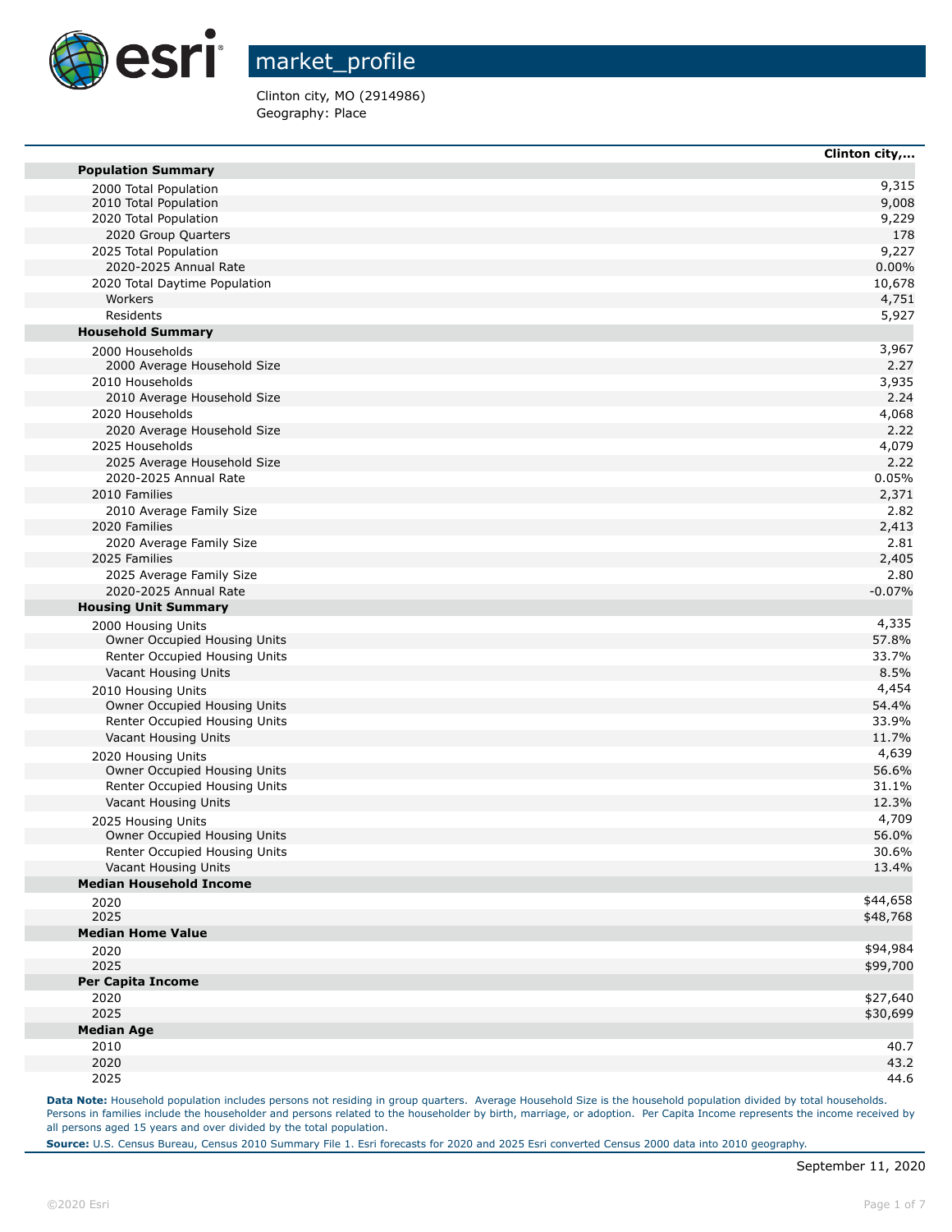# market_profile

Clinton city, MO (2914986)
Geography: Place

| | Clinton city,... |
|---|---|
| **Population Summary** | |
| 2000 Total Population | 9,315 |
| 2010 Total Population | 9,008 |
| 2020 Total Population | 9,229 |
| 2020 Group Quarters | 178 |
| 2025 Total Population | 9,227 |
| 2020-2025 Annual Rate | 0.00% |
| 2020 Total Daytime Population | 10,678 |
| Workers | 4,751 |
| Residents | 5,927 |
| **Household Summary** | |
| 2000 Households | 3,967 |
| 2000 Average Household Size | 2.27 |
| 2010 Households | 3,935 |
| 2010 Average Household Size | 2.24 |
| 2020 Households | 4,068 |
| 2020 Average Household Size | 2.22 |
| 2025 Households | 4,079 |
| 2025 Average Household Size | 2.22 |
| 2020-2025 Annual Rate | 0.05% |
| 2010 Families | 2,371 |
| 2010 Average Family Size | 2.82 |
| 2020 Families | 2,413 |
| 2020 Average Family Size | 2.81 |
| 2025 Families | 2,405 |
| 2025 Average Family Size | 2.80 |
| 2020-2025 Annual Rate | -0.07% |
| **Housing Unit Summary** | |
| 2000 Housing Units | 4,335 |
| Owner Occupied Housing Units | 57.8% |
| Renter Occupied Housing Units | 33.7% |
| Vacant Housing Units | 8.5% |
| 2010 Housing Units | 4,454 |
| Owner Occupied Housing Units | 54.4% |
| Renter Occupied Housing Units | 33.9% |
| Vacant Housing Units | 11.7% |
| 2020 Housing Units | 4,639 |
| Owner Occupied Housing Units | 56.6% |
| Renter Occupied Housing Units | 31.1% |
| Vacant Housing Units | 12.3% |
| 2025 Housing Units | 4,709 |
| Owner Occupied Housing Units | 56.0% |
| Renter Occupied Housing Units | 30.6% |
| Vacant Housing Units | 13.4% |
| **Median Household Income** | |
| 2020 | $44,658 |
| 2025 | $48,768 |
| **Median Home Value** | |
| 2020 | $94,984 |
| 2025 | $99,700 |
| **Per Capita Income** | |
| 2020 | $27,640 |
| 2025 | $30,699 |
| **Median Age** | |
| 2010 | 40.7 |
| 2020 | 43.2 |
| 2025 | 44.6 |

**Data Note:** Household population includes persons not residing in group quarters. Average Household Size is the household population divided by total households. Persons in families include the householder and persons related to the householder by birth, marriage, or adoption. Per Capita Income represents the income received by all persons aged 15 years and over divided by the total population.

**Source:** U.S. Census Bureau, Census 2010 Summary File 1. Esri forecasts for 2020 and 2025 Esri converted Census 2000 data into 2010 geography.

September 11, 2020

©2020 Esri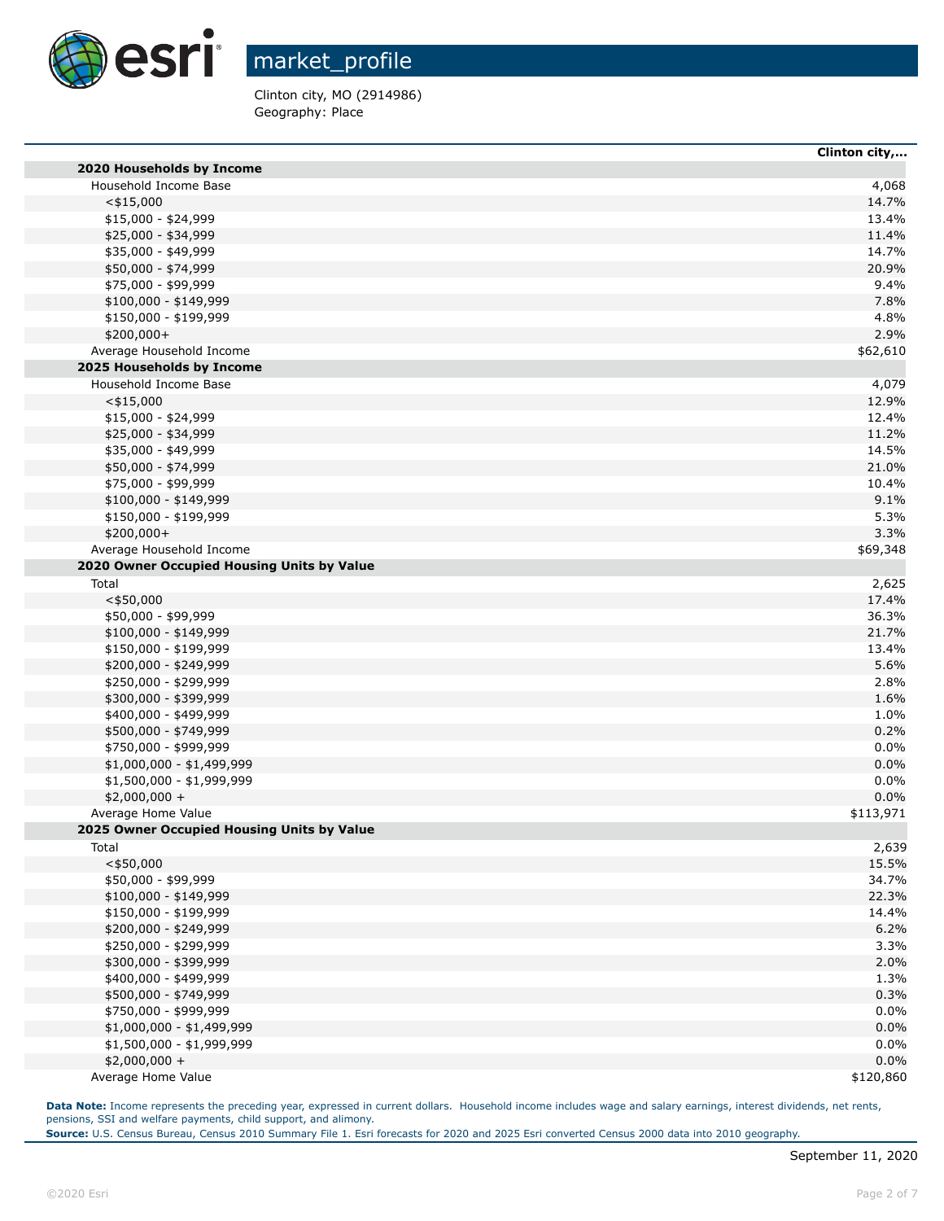market_profile

Clinton city, MO (2914986)
Geography: Place

| | Clinton city,... |
|---|---|
| **2020 Households by Income** | |
| Household Income Base | 4,068 |
| <$15,000 | 14.7% |
| $15,000 - $24,999 | 13.4% |
| $25,000 - $34,999 | 11.4% |
| $35,000 - $49,999 | 14.7% |
| $50,000 - $74,999 | 20.9% |
| $75,000 - $99,999 | 9.4% |
| $100,000 - $149,999 | 7.8% |
| $150,000 - $199,999 | 4.8% |
| $200,000+ | 2.9% |
| Average Household Income | $62,610 |
| **2025 Households by Income** | |
| Household Income Base | 4,079 |
| <$15,000 | 12.9% |
| $15,000 - $24,999 | 12.4% |
| $25,000 - $34,999 | 11.2% |
| $35,000 - $49,999 | 14.5% |
| $50,000 - $74,999 | 21.0% |
| $75,000 - $99,999 | 10.4% |
| $100,000 - $149,999 | 9.1% |
| $150,000 - $199,999 | 5.3% |
| $200,000+ | 3.3% |
| Average Household Income | $69,348 |
| **2020 Owner Occupied Housing Units by Value** | |
| Total | 2,625 |
| <$50,000 | 17.4% |
| $50,000 - $99,999 | 36.3% |
| $100,000 - $149,999 | 21.7% |
| $150,000 - $199,999 | 13.4% |
| $200,000 - $249,999 | 5.6% |
| $250,000 - $299,999 | 2.8% |
| $300,000 - $399,999 | 1.6% |
| $400,000 - $499,999 | 1.0% |
| $500,000 - $749,999 | 0.2% |
| $750,000 - $999,999 | 0.0% |
| $1,000,000 - $1,499,999 | 0.0% |
| $1,500,000 - $1,999,999 | 0.0% |
| $2,000,000 + | 0.0% |
| Average Home Value | $113,971 |
| **2025 Owner Occupied Housing Units by Value** | |
| Total | 2,639 |
| <$50,000 | 15.5% |
| $50,000 - $99,999 | 34.7% |
| $100,000 - $149,999 | 22.3% |
| $150,000 - $199,999 | 14.4% |
| $200,000 - $249,999 | 6.2% |
| $250,000 - $299,999 | 3.3% |
| $300,000 - $399,999 | 2.0% |
| $400,000 - $499,999 | 1.3% |
| $500,000 - $749,999 | 0.3% |
| $750,000 - $999,999 | 0.0% |
| $1,000,000 - $1,499,999 | 0.0% |
| $1,500,000 - $1,999,999 | 0.0% |
| $2,000,000 + | 0.0% |
| Average Home Value | $120,860 |

**Data Note:** Income represents the preceding year, expressed in current dollars. Household income includes wage and salary earnings, interest dividends, net rents, pensions, SSI and welfare payments, child support, and alimony.
**Source:** U.S. Census Bureau, Census 2010 Summary File 1. Esri forecasts for 2020 and 2025 Esri converted Census 2000 data into 2010 geography.

September 11, 2020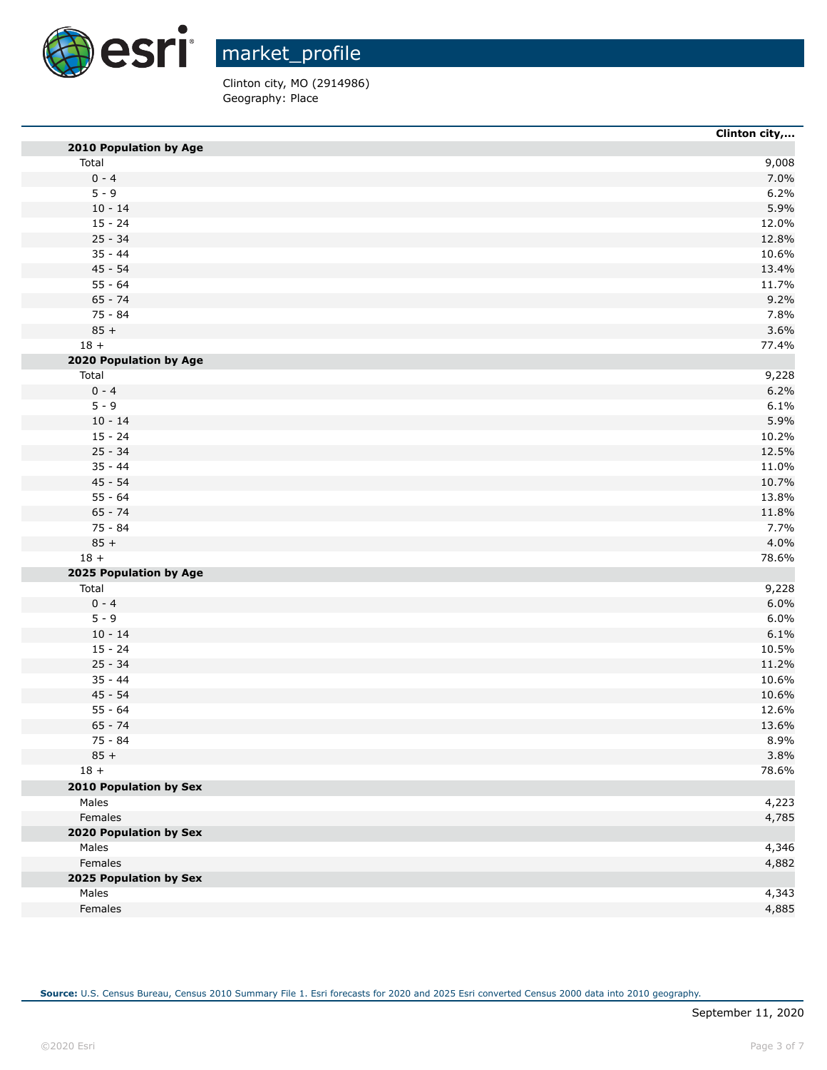# market_profile

Clinton city, MO (2914986)
Geography: Place

| | Clinton city,... |
|---|---|
| **2010 Population by Age** | |
| Total | 9,008 |
| 0 - 4 | 7.0% |
| 5 - 9 | 6.2% |
| 10 - 14 | 5.9% |
| 15 - 24 | 12.0% |
| 25 - 34 | 12.8% |
| 35 - 44 | 10.6% |
| 45 - 54 | 13.4% |
| 55 - 64 | 11.7% |
| 65 - 74 | 9.2% |
| 75 - 84 | 7.8% |
| 85 + | 3.6% |
| 18 + | 77.4% |
| **2020 Population by Age** | |
| Total | 9,228 |
| 0 - 4 | 6.2% |
| 5 - 9 | 6.1% |
| 10 - 14 | 5.9% |
| 15 - 24 | 10.2% |
| 25 - 34 | 12.5% |
| 35 - 44 | 11.0% |
| 45 - 54 | 10.7% |
| 55 - 64 | 13.8% |
| 65 - 74 | 11.8% |
| 75 - 84 | 7.7% |
| 85 + | 4.0% |
| 18 + | 78.6% |
| **2025 Population by Age** | |
| Total | 9,228 |
| 0 - 4 | 6.0% |
| 5 - 9 | 6.0% |
| 10 - 14 | 6.1% |
| 15 - 24 | 10.5% |
| 25 - 34 | 11.2% |
| 35 - 44 | 10.6% |
| 45 - 54 | 10.6% |
| 55 - 64 | 12.6% |
| 65 - 74 | 13.6% |
| 75 - 84 | 8.9% |
| 85 + | 3.8% |
| 18 + | 78.6% |
| **2010 Population by Sex** | |
| Males | 4,223 |
| Females | 4,785 |
| **2020 Population by Sex** | |
| Males | 4,346 |
| Females | 4,882 |
| **2025 Population by Sex** | |
| Males | 4,343 |
| Females | 4,885 |

**Source:** U.S. Census Bureau, Census 2010 Summary File 1. Esri forecasts for 2020 and 2025 Esri converted Census 2000 data into 2010 geography.

September 11, 2020

©2020 Esri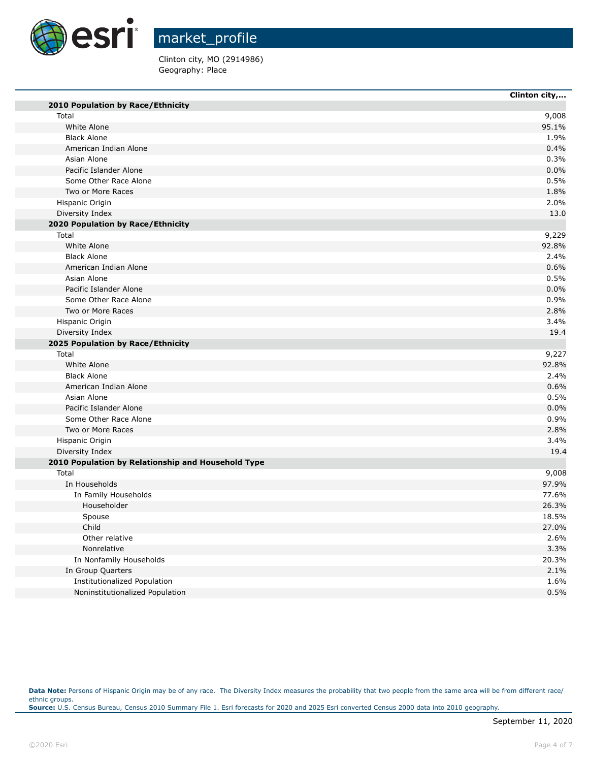# market_profile

Clinton city, MO (2914986)
Geography: Place

| | Clinton city,... |
|---|---|
| **2010 Population by Race/Ethnicity** | |
| Total | 9,008 |
| White Alone | 95.1% |
| Black Alone | 1.9% |
| American Indian Alone | 0.4% |
| Asian Alone | 0.3% |
| Pacific Islander Alone | 0.0% |
| Some Other Race Alone | 0.5% |
| Two or More Races | 1.8% |
| Hispanic Origin | 2.0% |
| Diversity Index | 13.0 |
| **2020 Population by Race/Ethnicity** | |
| Total | 9,229 |
| White Alone | 92.8% |
| Black Alone | 2.4% |
| American Indian Alone | 0.6% |
| Asian Alone | 0.5% |
| Pacific Islander Alone | 0.0% |
| Some Other Race Alone | 0.9% |
| Two or More Races | 2.8% |
| Hispanic Origin | 3.4% |
| Diversity Index | 19.4 |
| **2025 Population by Race/Ethnicity** | |
| Total | 9,227 |
| White Alone | 92.8% |
| Black Alone | 2.4% |
| American Indian Alone | 0.6% |
| Asian Alone | 0.5% |
| Pacific Islander Alone | 0.0% |
| Some Other Race Alone | 0.9% |
| Two or More Races | 2.8% |
| Hispanic Origin | 3.4% |
| Diversity Index | 19.4 |
| **2010 Population by Relationship and Household Type** | |
| Total | 9,008 |
| In Households | 97.9% |
| In Family Households | 77.6% |
| Householder | 26.3% |
| Spouse | 18.5% |
| Child | 27.0% |
| Other relative | 2.6% |
| Nonrelative | 3.3% |
| In Nonfamily Households | 20.3% |
| In Group Quarters | 2.1% |
| Institutionalized Population | 1.6% |
| Noninstitutionalized Population | 0.5% |

**Data Note:** Persons of Hispanic Origin may be of any race. The Diversity Index measures the probability that two people from the same area will be from different race/ethnic groups.
**Source:** U.S. Census Bureau, Census 2010 Summary File 1. Esri forecasts for 2020 and 2025 Esri converted Census 2000 data into 2010 geography.

September 11, 2020

©2020 Esri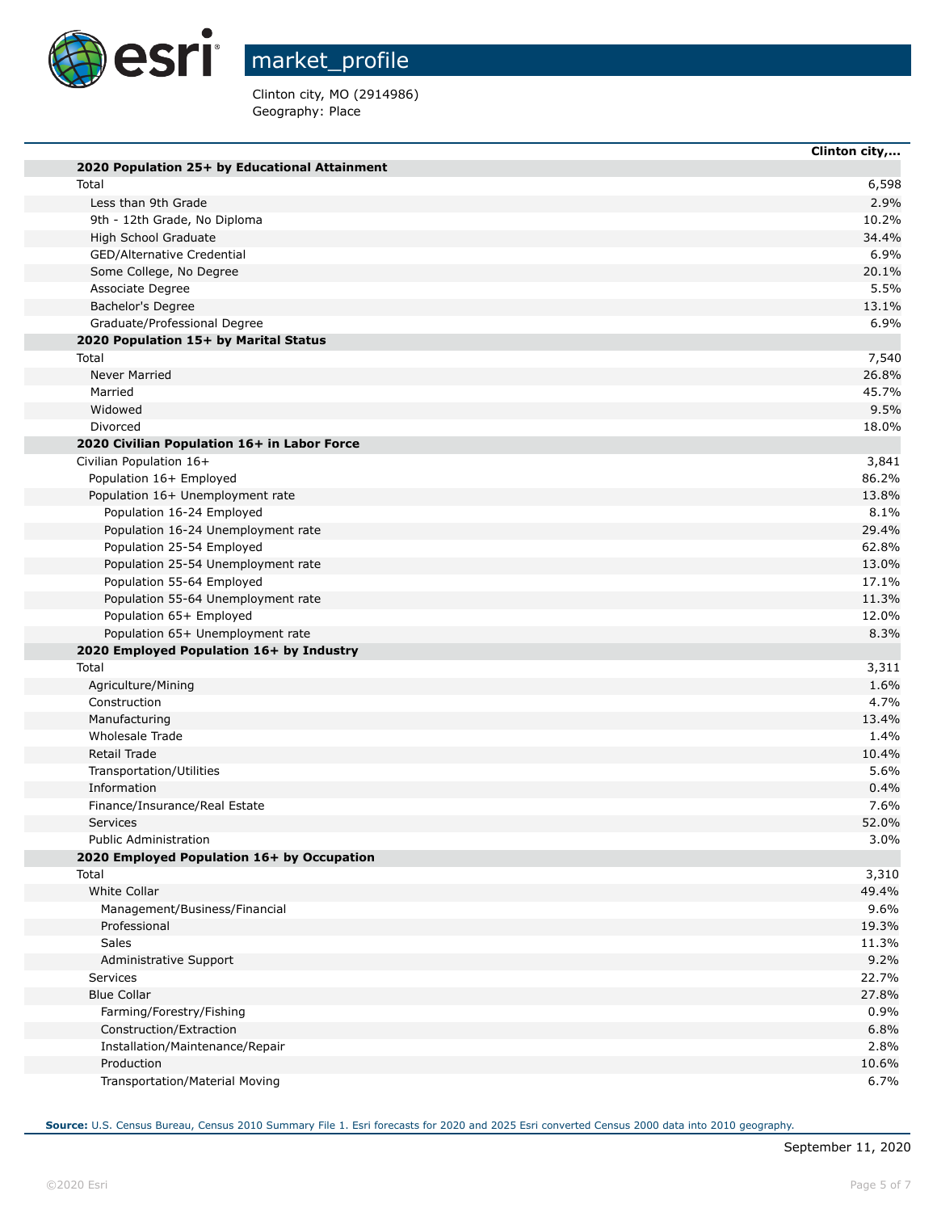# market_profile

Clinton city, MO (2914986)
Geography: Place

| | Clinton city,... |
|---|---|
| **2020 Population 25+ by Educational Attainment** | |
| Total | 6,598 |
| Less than 9th Grade | 2.9% |
| 9th - 12th Grade, No Diploma | 10.2% |
| High School Graduate | 34.4% |
| GED/Alternative Credential | 6.9% |
| Some College, No Degree | 20.1% |
| Associate Degree | 5.5% |
| Bachelor's Degree | 13.1% |
| Graduate/Professional Degree | 6.9% |
| **2020 Population 15+ by Marital Status** | |
| Total | 7,540 |
| Never Married | 26.8% |
| Married | 45.7% |
| Widowed | 9.5% |
| Divorced | 18.0% |
| **2020 Civilian Population 16+ in Labor Force** | |
| Civilian Population 16+ | 3,841 |
| Population 16+ Employed | 86.2% |
| Population 16+ Unemployment rate | 13.8% |
| Population 16-24 Employed | 8.1% |
| Population 16-24 Unemployment rate | 29.4% |
| Population 25-54 Employed | 62.8% |
| Population 25-54 Unemployment rate | 13.0% |
| Population 55-64 Employed | 17.1% |
| Population 55-64 Unemployment rate | 11.3% |
| Population 65+ Employed | 12.0% |
| Population 65+ Unemployment rate | 8.3% |
| **2020 Employed Population 16+ by Industry** | |
| Total | 3,311 |
| Agriculture/Mining | 1.6% |
| Construction | 4.7% |
| Manufacturing | 13.4% |
| Wholesale Trade | 1.4% |
| Retail Trade | 10.4% |
| Transportation/Utilities | 5.6% |
| Information | 0.4% |
| Finance/Insurance/Real Estate | 7.6% |
| Services | 52.0% |
| Public Administration | 3.0% |
| **2020 Employed Population 16+ by Occupation** | |
| Total | 3,310 |
| White Collar | 49.4% |
| Management/Business/Financial | 9.6% |
| Professional | 19.3% |
| Sales | 11.3% |
| Administrative Support | 9.2% |
| Services | 22.7% |
| Blue Collar | 27.8% |
| Farming/Forestry/Fishing | 0.9% |
| Construction/Extraction | 6.8% |
| Installation/Maintenance/Repair | 2.8% |
| Production | 10.6% |
| Transportation/Material Moving | 6.7% |

**Source:** U.S. Census Bureau, Census 2010 Summary File 1. Esri forecasts for 2020 and 2025 Esri converted Census 2000 data into 2010 geography.

September 11, 2020

©2020 Esri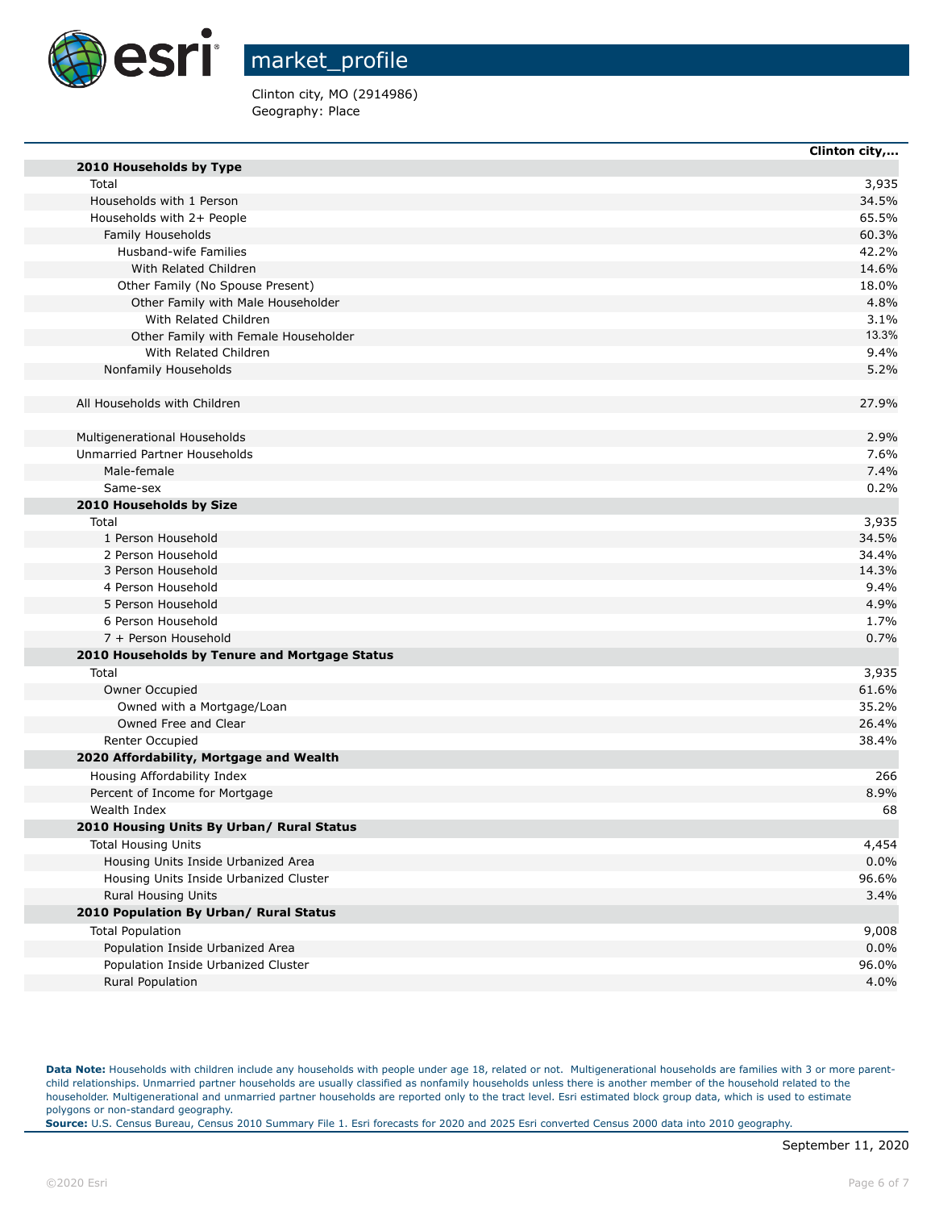market_profile

Clinton city, MO (2914986)
Geography: Place

| | Clinton city,... |
|---|---|
| **2010 Households by Type** | |
| Total | 3,935 |
| Households with 1 Person | 34.5% |
| Households with 2+ People | 65.5% |
| Family Households | 60.3% |
| Husband-wife Families | 42.2% |
| With Related Children | 14.6% |
| Other Family (No Spouse Present) | 18.0% |
| Other Family with Male Householder | 4.8% |
| With Related Children | 3.1% |
| Other Family with Female Householder | 13.3% |
| With Related Children | 9.4% |
| Nonfamily Households | 5.2% |
| | |
| All Households with Children | 27.9% |
| | |
| Multigenerational Households | 2.9% |
| Unmarried Partner Households | 7.6% |
| Male-female | 7.4% |
| Same-sex | 0.2% |
| **2010 Households by Size** | |
| Total | 3,935 |
| 1 Person Household | 34.5% |
| 2 Person Household | 34.4% |
| 3 Person Household | 14.3% |
| 4 Person Household | 9.4% |
| 5 Person Household | 4.9% |
| 6 Person Household | 1.7% |
| 7 + Person Household | 0.7% |
| **2010 Households by Tenure and Mortgage Status** | |
| Total | 3,935 |
| Owner Occupied | 61.6% |
| Owned with a Mortgage/Loan | 35.2% |
| Owned Free and Clear | 26.4% |
| Renter Occupied | 38.4% |
| **2020 Affordability, Mortgage and Wealth** | |
| Housing Affordability Index | 266 |
| Percent of Income for Mortgage | 8.9% |
| Wealth Index | 68 |
| **2010 Housing Units By Urban/ Rural Status** | |
| Total Housing Units | 4,454 |
| Housing Units Inside Urbanized Area | 0.0% |
| Housing Units Inside Urbanized Cluster | 96.6% |
| Rural Housing Units | 3.4% |
| **2010 Population By Urban/ Rural Status** | |
| Total Population | 9,008 |
| Population Inside Urbanized Area | 0.0% |
| Population Inside Urbanized Cluster | 96.0% |
| Rural Population | 4.0% |

**Data Note:** Households with children include any households with people under age 18, related or not. Multigenerational households are families with 3 or more parent-child relationships. Unmarried partner households are usually classified as nonfamily households unless there is another member of the household related to the householder. Multigenerational and unmarried partner households are reported only to the tract level. Esri estimated block group data, which is used to estimate polygons or non-standard geography.
**Source:** U.S. Census Bureau, Census 2010 Summary File 1. Esri forecasts for 2020 and 2025 Esri converted Census 2000 data into 2010 geography.

September 11, 2020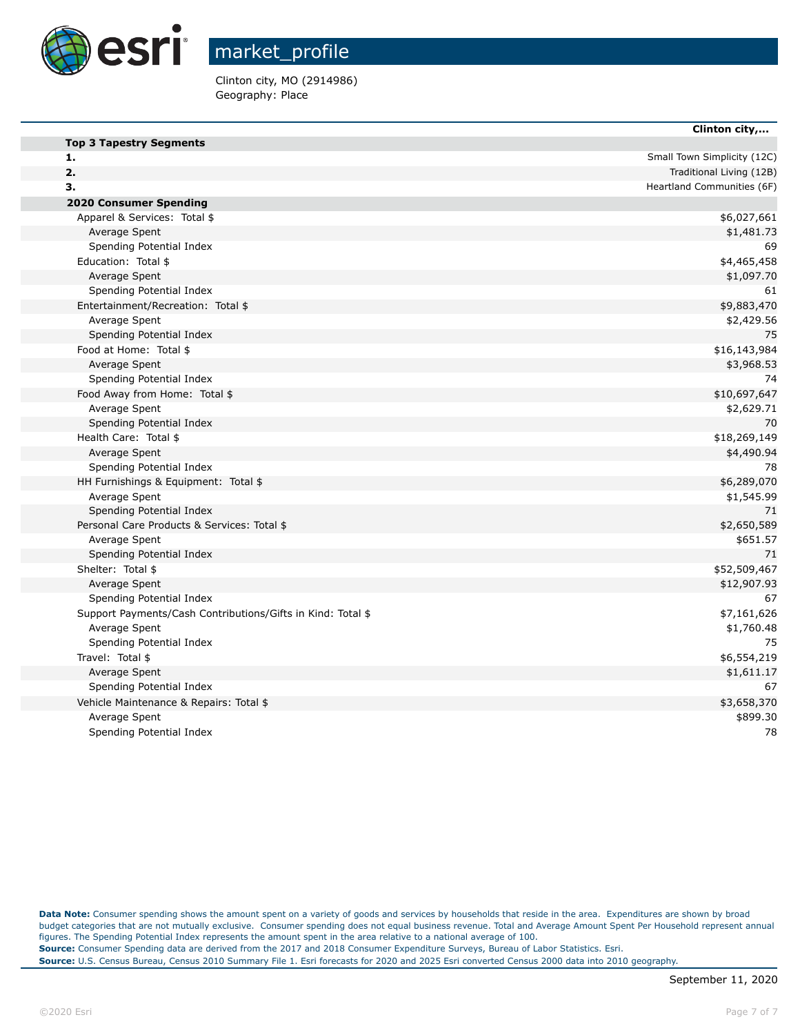# market_profile

Clinton city, MO (2914986)
Geography: Place

| | Clinton city,... |
|---|---|
| **Top 3 Tapestry Segments** | |
| **1.** | Small Town Simplicity (12C) |
| **2.** | Traditional Living (12B) |
| **3.** | Heartland Communities (6F) |
| **2020 Consumer Spending** | |
| Apparel & Services: Total $ | $6,027,661 |
| Average Spent | $1,481.73 |
| Spending Potential Index | 69 |
| Education: Total $ | $4,465,458 |
| Average Spent | $1,097.70 |
| Spending Potential Index | 61 |
| Entertainment/Recreation: Total $ | $9,883,470 |
| Average Spent | $2,429.56 |
| Spending Potential Index | 75 |
| Food at Home: Total $ | $16,143,984 |
| Average Spent | $3,968.53 |
| Spending Potential Index | 74 |
| Food Away from Home: Total $ | $10,697,647 |
| Average Spent | $2,629.71 |
| Spending Potential Index | 70 |
| Health Care: Total $ | $18,269,149 |
| Average Spent | $4,490.94 |
| Spending Potential Index | 78 |
| HH Furnishings & Equipment: Total $ | $6,289,070 |
| Average Spent | $1,545.99 |
| Spending Potential Index | 71 |
| Personal Care Products & Services: Total $ | $2,650,589 |
| Average Spent | $651.57 |
| Spending Potential Index | 71 |
| Shelter: Total $ | $52,509,467 |
| Average Spent | $12,907.93 |
| Spending Potential Index | 67 |
| Support Payments/Cash Contributions/Gifts in Kind: Total $ | $7,161,626 |
| Average Spent | $1,760.48 |
| Spending Potential Index | 75 |
| Travel: Total $ | $6,554,219 |
| Average Spent | $1,611.17 |
| Spending Potential Index | 67 |
| Vehicle Maintenance & Repairs: Total $ | $3,658,370 |
| Average Spent | $899.30 |
| Spending Potential Index | 78 |

**Data Note:** Consumer spending shows the amount spent on a variety of goods and services by households that reside in the area. Expenditures are shown by broad budget categories that are not mutually exclusive. Consumer spending does not equal business revenue. Total and Average Amount Spent Per Household represent annual figures. The Spending Potential Index represents the amount spent in the area relative to a national average of 100.
**Source:** Consumer Spending data are derived from the 2017 and 2018 Consumer Expenditure Surveys, Bureau of Labor Statistics. Esri.
**Source:** U.S. Census Bureau, Census 2010 Summary File 1. Esri forecasts for 2020 and 2025 Esri converted Census 2000 data into 2010 geography.

September 11, 2020

©2020 Esri